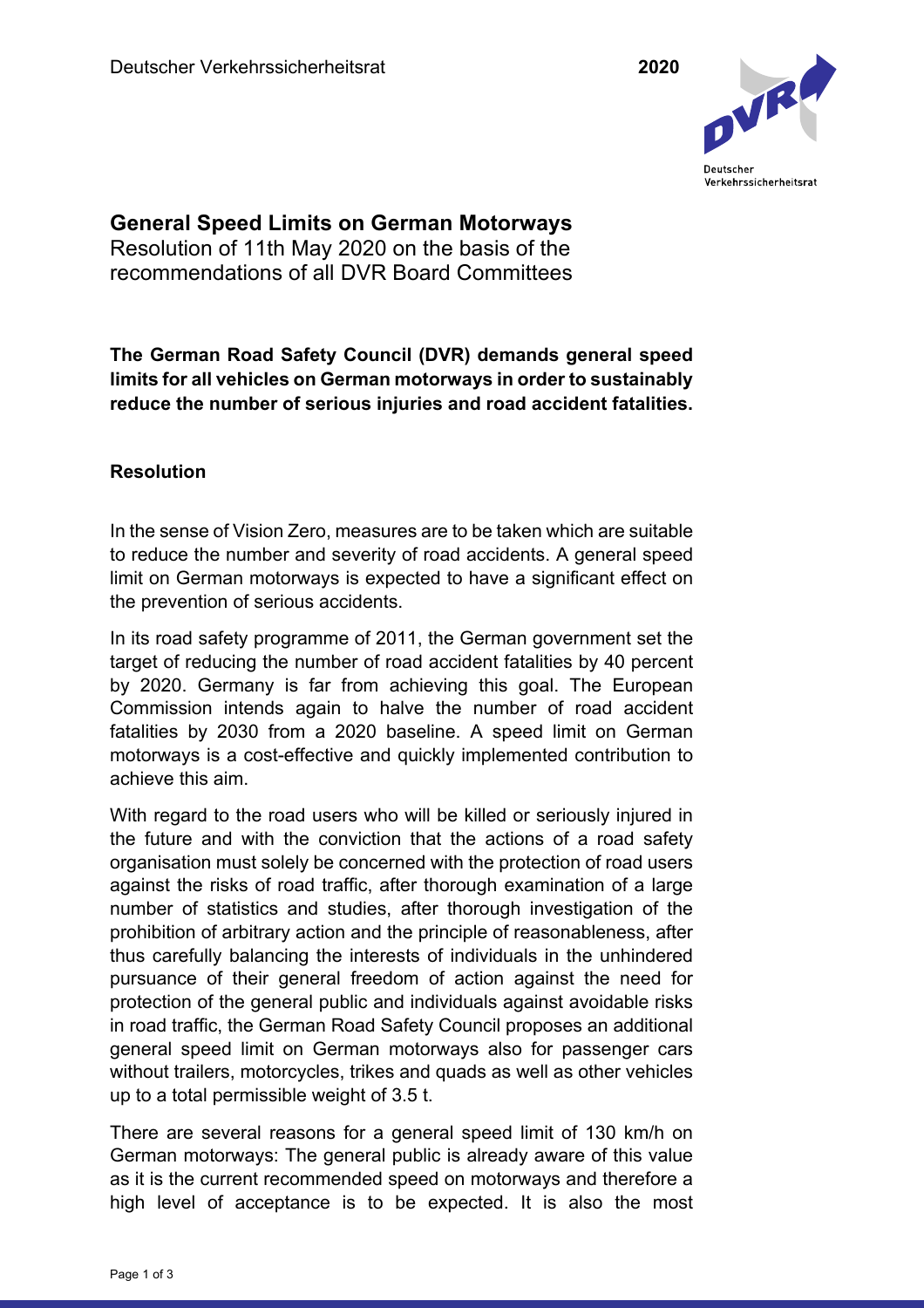# General Speed Limits on German Motorways

Resolution of 11th May 2020 on the basis of the recommendations of all DVR Board Committees

**The German Road Safety Council (DVR) demands general speed limits for all vehicles on German motorways in order to sustainably reduce the number of serious injuries and road accident fatalities.**

## Resolution

In the sense of Vision Zero, measures are to be taken which are suitable to reduce the number and severity of road accidents. A general speed limit on German motorways is expected to have a significant effect on the prevention of serious accidents.

In its road safety programme of 2011, the German government set the target of reducing the number of road accident fatalities by 40 percent by 2020. Germany is far from achieving this goal. The European Commission intends again to halve the number of road accident fatalities by 2030 from a 2020 baseline. A speed limit on German motorways is a cost-effective and quickly implemented contribution to achieve this aim.

With regard to the road users who will be killed or seriously injured in the future and with the conviction that the actions of a road safety organisation must solely be concerned with the protection of road users against the risks of road traffic, after thorough examination of a large number of statistics and studies, after thorough investigation of the prohibition of arbitrary action and the principle of reasonableness, after thus carefully balancing the interests of individuals in the unhindered pursuance of their general freedom of action against the need for protection of the general public and individuals against avoidable risks in road traffic, the German Road Safety Council proposes an additional general speed limit on German motorways also for passenger cars without trailers, motorcycles, trikes and quads as well as other vehicles up to a total permissible weight of 3.5 t.

There are several reasons for a general speed limit of 130 km/h on German motorways: The general public is already aware of this value as it is the current recommended speed on motorways and therefore a high level of acceptance is to be expected. It is also the most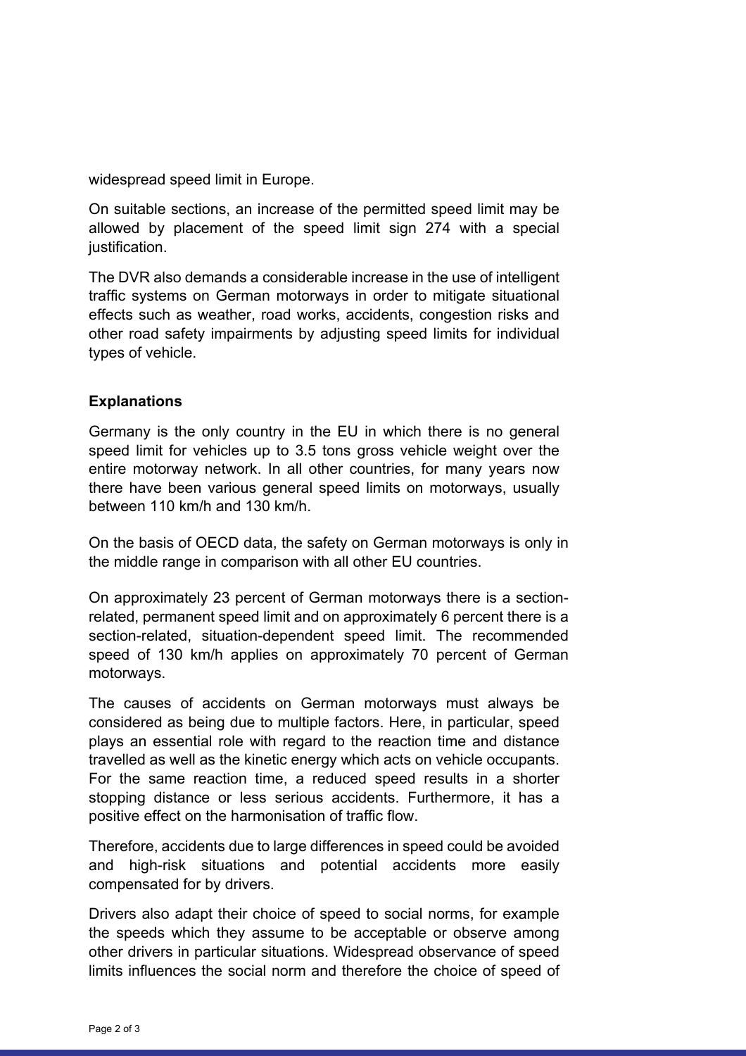widespread speed limit in Europe.

On suitable sections, an increase of the permitted speed limit may be allowed by placement of the speed limit sign 274 with a special justification.

The DVR also demands a considerable increase in the use of intelligent traffic systems on German motorways in order to mitigate situational effects such as weather, road works, accidents, congestion risks and other road safety impairments by adjusting speed limits for individual types of vehicle.

## Explanations

Germany is the only country in the EU in which there is no general speed limit for vehicles up to 3.5 tons gross vehicle weight over the entire motorway network. In all other countries, for many years now there have been various general speed limits on motorways, usually between 110 km/h and 130 km/h.

On the basis of OECD data, the safety on German motorways is only in the middle range in comparison with all other EU countries.

On approximately 23 percent of German motorways there is a section-related, permanent speed limit and on approximately 6 percent there is a section-related, situation-dependent speed limit. The recommended speed of 130 km/h applies on approximately 70 percent of German motorways.

The causes of accidents on German motorways must always be considered as being due to multiple factors. Here, in particular, speed plays an essential role with regard to the reaction time and distance travelled as well as the kinetic energy which acts on vehicle occupants. For the same reaction time, a reduced speed results in a shorter stopping distance or less serious accidents. Furthermore, it has a positive effect on the harmonisation of traffic flow.

Therefore, accidents due to large differences in speed could be avoided and high-risk situations and potential accidents more easily compensated for by drivers.

Drivers also adapt their choice of speed to social norms, for example the speeds which they assume to be acceptable or observe among other drivers in particular situations. Widespread observance of speed limits influences the social norm and therefore the choice of speed of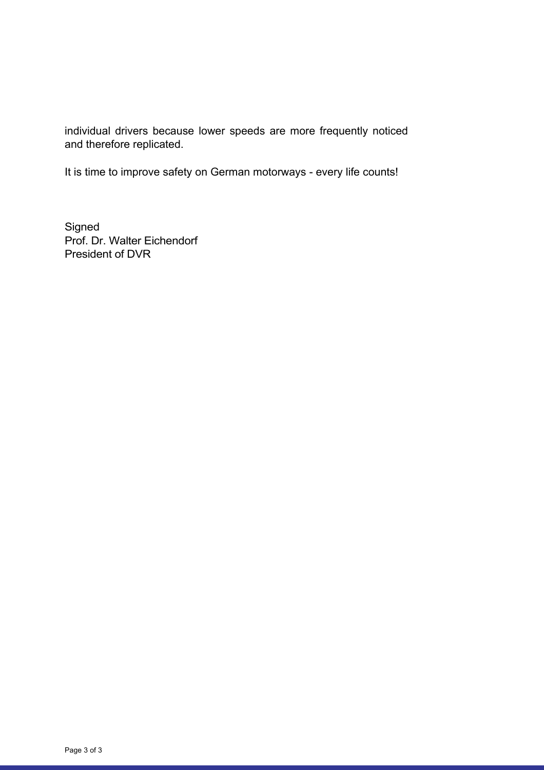individual drivers because lower speeds are more frequently noticed and therefore replicated.

It is time to improve safety on German motorways - every life counts!

Signed
Prof. Dr. Walter Eichendorf
President of DVR